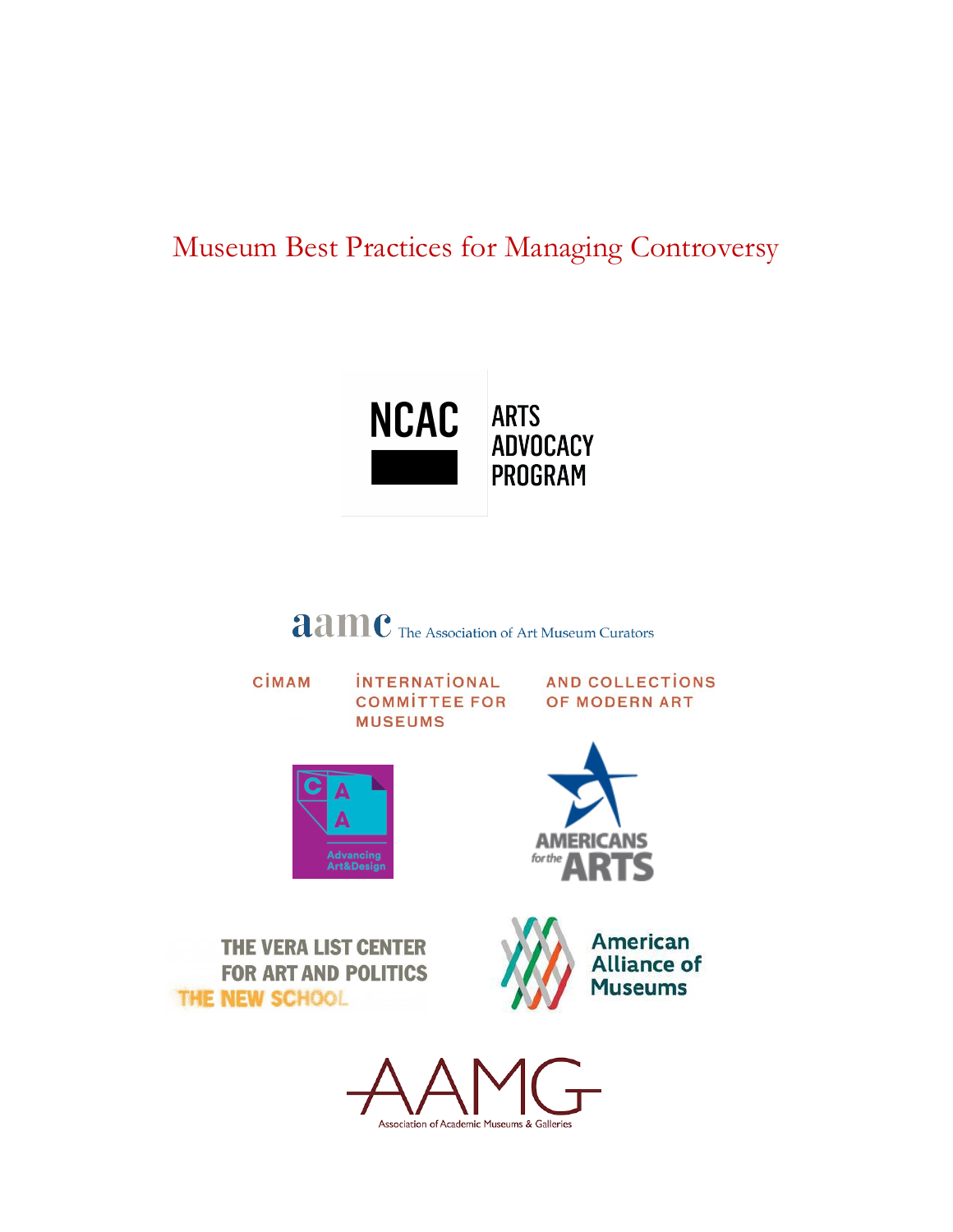# Museum Best Practices for Managing Controversy

NCAC ARTS ADVOCACY PROGRAM

aamc The Association of Art Museum Curators

CİMAM İNTERNATİONAL COMMİTTEE FOR MUSEUMS AND COLLECTİONS OF MODERN ART

CAA Advancing Art&Design

AMERICANS for the ARTS

THE VERA LIST CENTER FOR ART AND POLITICS THE NEW SCHOOL

American Alliance of Museums

AAMG Association of Academic Museums & Galleries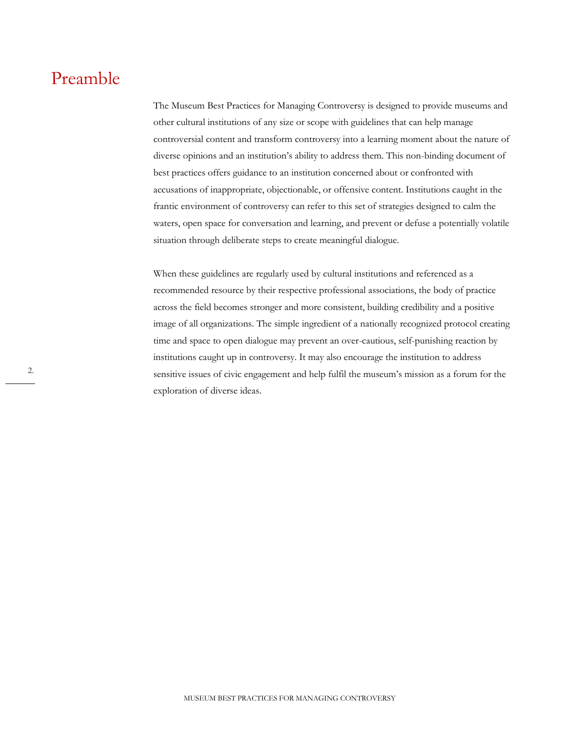# Preamble

The Museum Best Practices for Managing Controversy is designed to provide museums and other cultural institutions of any size or scope with guidelines that can help manage controversial content and transform controversy into a learning moment about the nature of diverse opinions and an institution's ability to address them. This non-binding document of best practices offers guidance to an institution concerned about or confronted with accusations of inappropriate, objectionable, or offensive content. Institutions caught in the frantic environment of controversy can refer to this set of strategies designed to calm the waters, open space for conversation and learning, and prevent or defuse a potentially volatile situation through deliberate steps to create meaningful dialogue.

When these guidelines are regularly used by cultural institutions and referenced as a recommended resource by their respective professional associations, the body of practice across the field becomes stronger and more consistent, building credibility and a positive image of all organizations. The simple ingredient of a nationally recognized protocol creating time and space to open dialogue may prevent an over-cautious, self-punishing reaction by institutions caught up in controversy. It may also encourage the institution to address sensitive issues of civic engagement and help fulfil the museum's mission as a forum for the exploration of diverse ideas.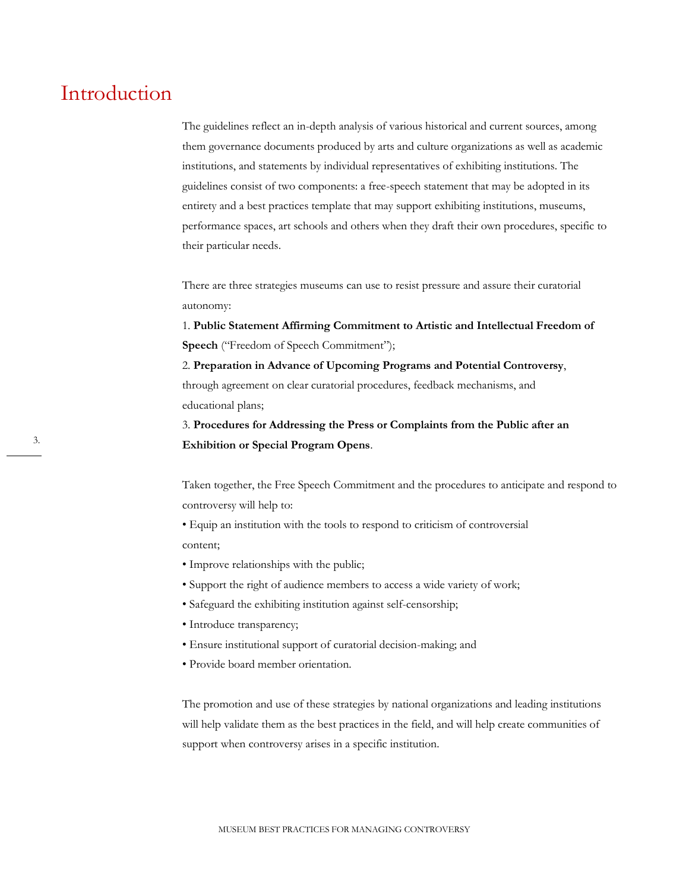# Introduction

The guidelines reflect an in-depth analysis of various historical and current sources, among them governance documents produced by arts and culture organizations as well as academic institutions, and statements by individual representatives of exhibiting institutions. The guidelines consist of two components: a free-speech statement that may be adopted in its entirety and a best practices template that may support exhibiting institutions, museums, performance spaces, art schools and others when they draft their own procedures, specific to their particular needs.

There are three strategies museums can use to resist pressure and assure their curatorial autonomy:

1. **Public Statement Affirming Commitment to Artistic and Intellectual Freedom of Speech** ("Freedom of Speech Commitment");
2. **Preparation in Advance of Upcoming Programs and Potential Controversy**, through agreement on clear curatorial procedures, feedback mechanisms, and educational plans;
3. **Procedures for Addressing the Press or Complaints from the Public after an Exhibition or Special Program Opens**.

Taken together, the Free Speech Commitment and the procedures to anticipate and respond to controversy will help to:

- Equip an institution with the tools to respond to criticism of controversial content;
- Improve relationships with the public;
- Support the right of audience members to access a wide variety of work;
- Safeguard the exhibiting institution against self-censorship;
- Introduce transparency;
- Ensure institutional support of curatorial decision-making; and
- Provide board member orientation.

The promotion and use of these strategies by national organizations and leading institutions will help validate them as the best practices in the field, and will help create communities of support when controversy arises in a specific institution.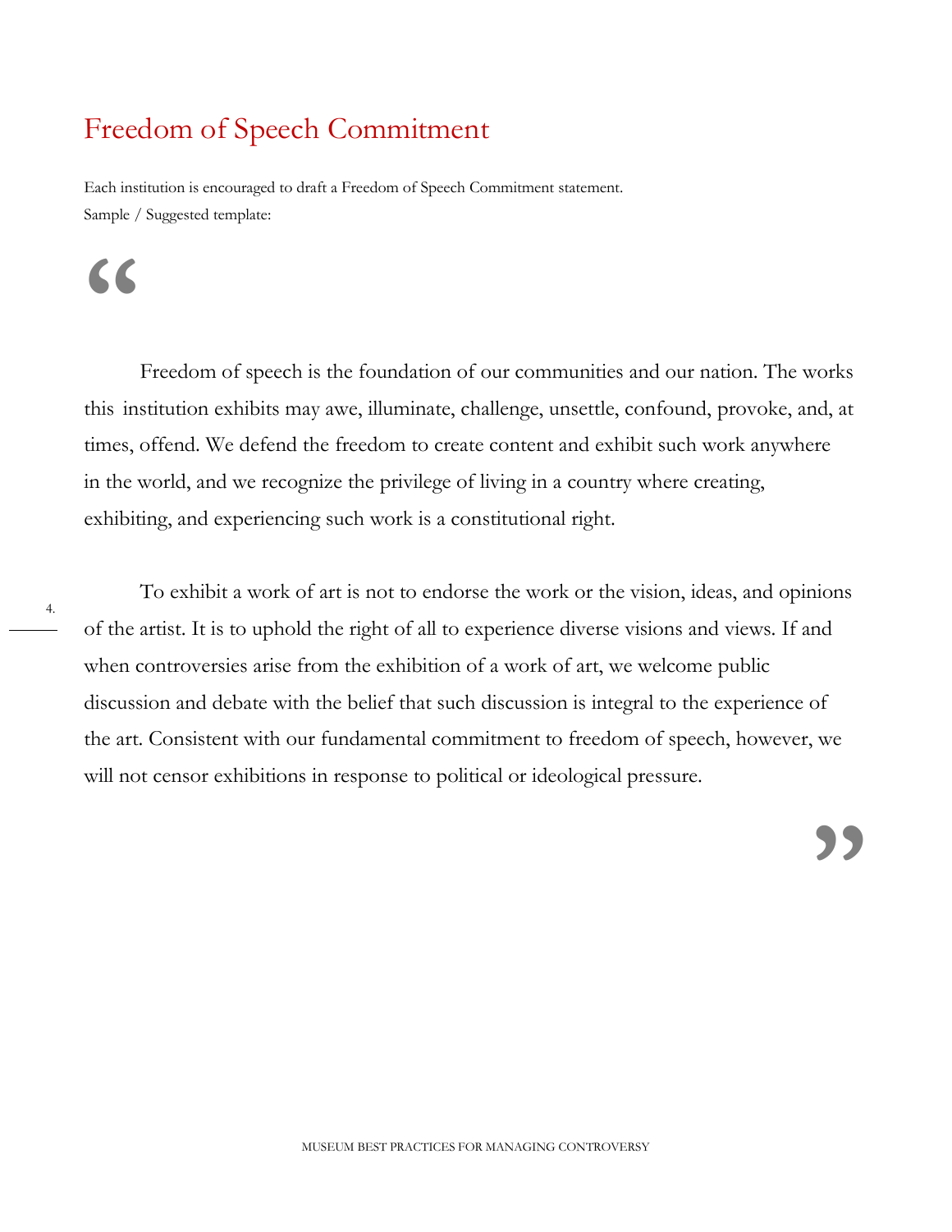# Freedom of Speech Commitment

Each institution is encouraged to draft a Freedom of Speech Commitment statement.
Sample / Suggested template:

> Freedom of speech is the foundation of our communities and our nation. The works this institution exhibits may awe, illuminate, challenge, unsettle, confound, provoke, and, at times, offend. We defend the freedom to create content and exhibit such work anywhere in the world, and we recognize the privilege of living in a country where creating, exhibiting, and experiencing such work is a constitutional right.
>
> To exhibit a work of art is not to endorse the work or the vision, ideas, and opinions of the artist. It is to uphold the right of all to experience diverse visions and views. If and when controversies arise from the exhibition of a work of art, we welcome public discussion and debate with the belief that such discussion is integral to the experience of the art. Consistent with our fundamental commitment to freedom of speech, however, we will not censor exhibitions in response to political or ideological pressure.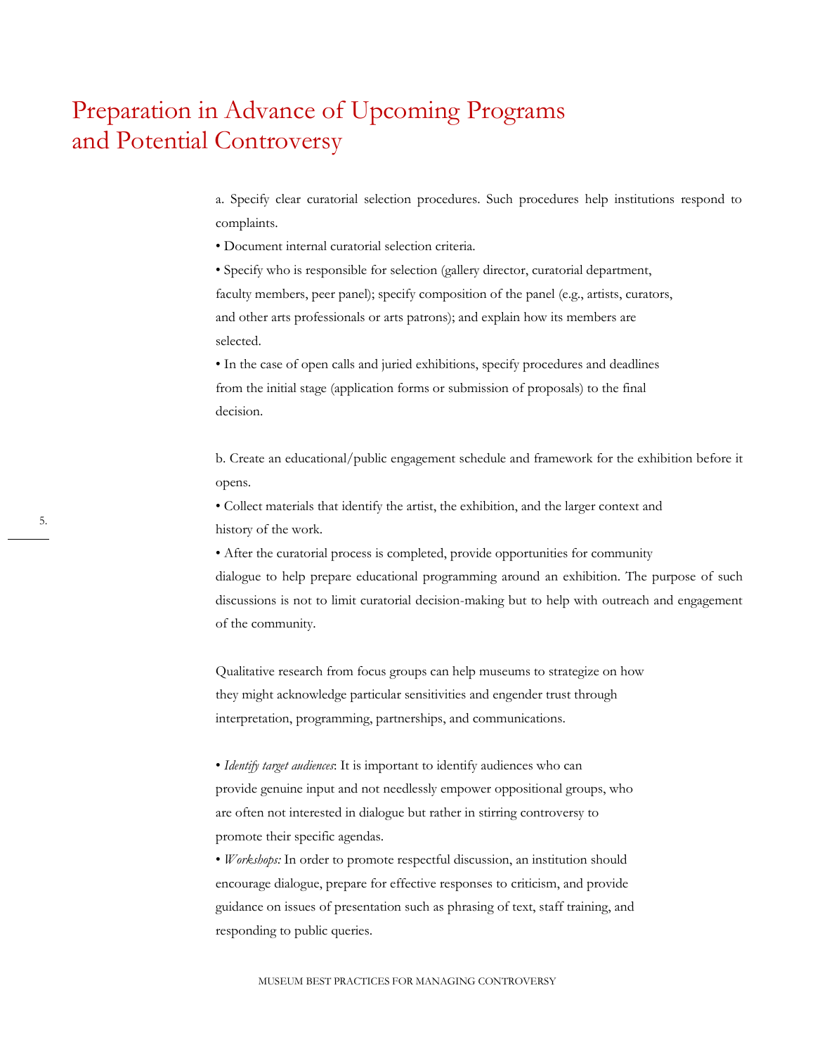# Preparation in Advance of Upcoming Programs and Potential Controversy

a. Specify clear curatorial selection procedures. Such procedures help institutions respond to complaints.

- Document internal curatorial selection criteria.
- Specify who is responsible for selection (gallery director, curatorial department, faculty members, peer panel); specify composition of the panel (e.g., artists, curators, and other arts professionals or arts patrons); and explain how its members are selected.
- In the case of open calls and juried exhibitions, specify procedures and deadlines from the initial stage (application forms or submission of proposals) to the final decision.

b. Create an educational/public engagement schedule and framework for the exhibition before it opens.

- Collect materials that identify the artist, the exhibition, and the larger context and history of the work.
- After the curatorial process is completed, provide opportunities for community dialogue to help prepare educational programming around an exhibition. The purpose of such discussions is not to limit curatorial decision-making but to help with outreach and engagement of the community.

Qualitative research from focus groups can help museums to strategize on how they might acknowledge particular sensitivities and engender trust through interpretation, programming, partnerships, and communications.

- *Identify target audiences*: It is important to identify audiences who can provide genuine input and not needlessly empower oppositional groups, who are often not interested in dialogue but rather in stirring controversy to promote their specific agendas.
- *Workshops:* In order to promote respectful discussion, an institution should encourage dialogue, prepare for effective responses to criticism, and provide guidance on issues of presentation such as phrasing of text, staff training, and responding to public queries.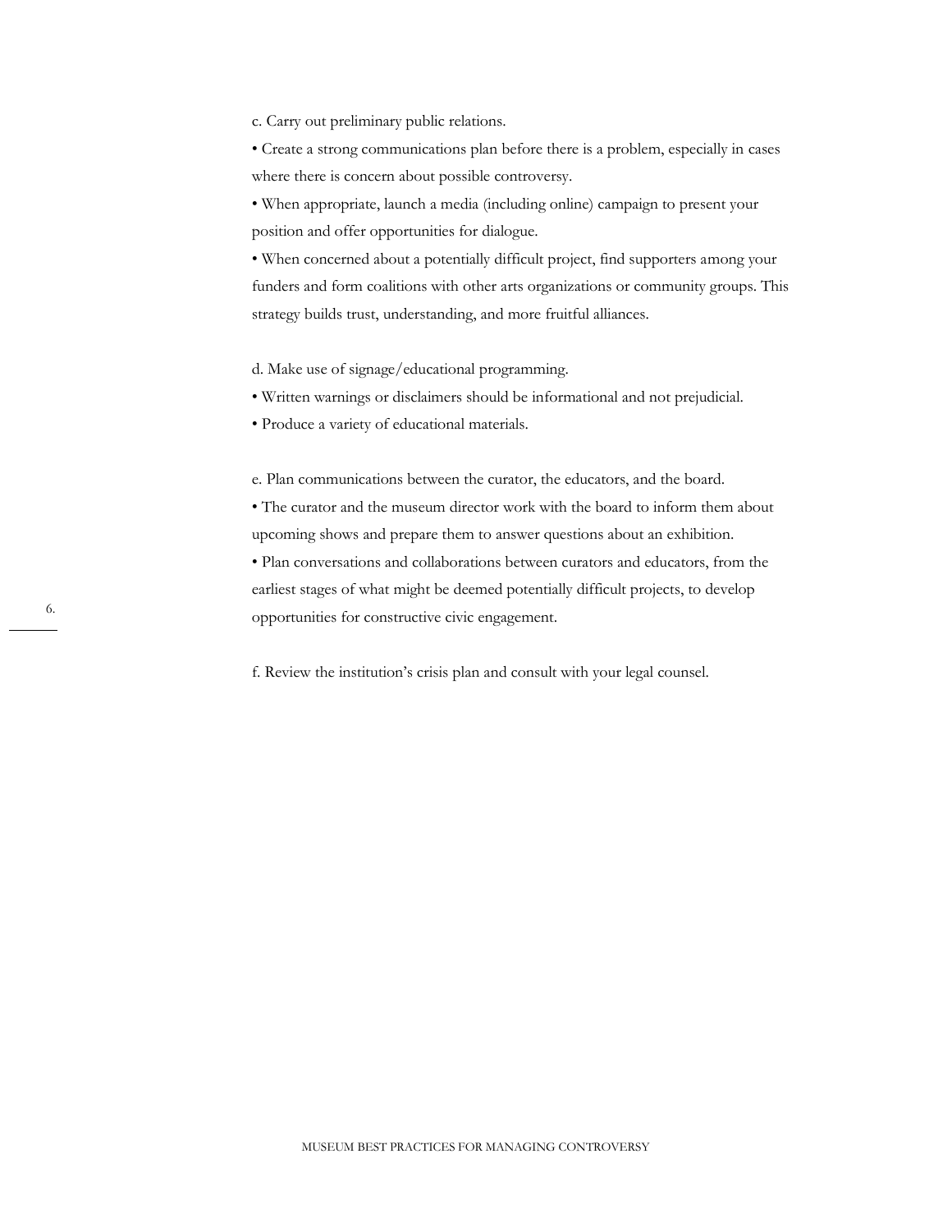c. Carry out preliminary public relations.

- Create a strong communications plan before there is a problem, especially in cases where there is concern about possible controversy.
- When appropriate, launch a media (including online) campaign to present your position and offer opportunities for dialogue.
- When concerned about a potentially difficult project, find supporters among your funders and form coalitions with other arts organizations or community groups. This strategy builds trust, understanding, and more fruitful alliances.

d. Make use of signage/educational programming.

- Written warnings or disclaimers should be informational and not prejudicial.
- Produce a variety of educational materials.

e. Plan communications between the curator, the educators, and the board.

- The curator and the museum director work with the board to inform them about upcoming shows and prepare them to answer questions about an exhibition.
- Plan conversations and collaborations between curators and educators, from the earliest stages of what might be deemed potentially difficult projects, to develop opportunities for constructive civic engagement.

f. Review the institution's crisis plan and consult with your legal counsel.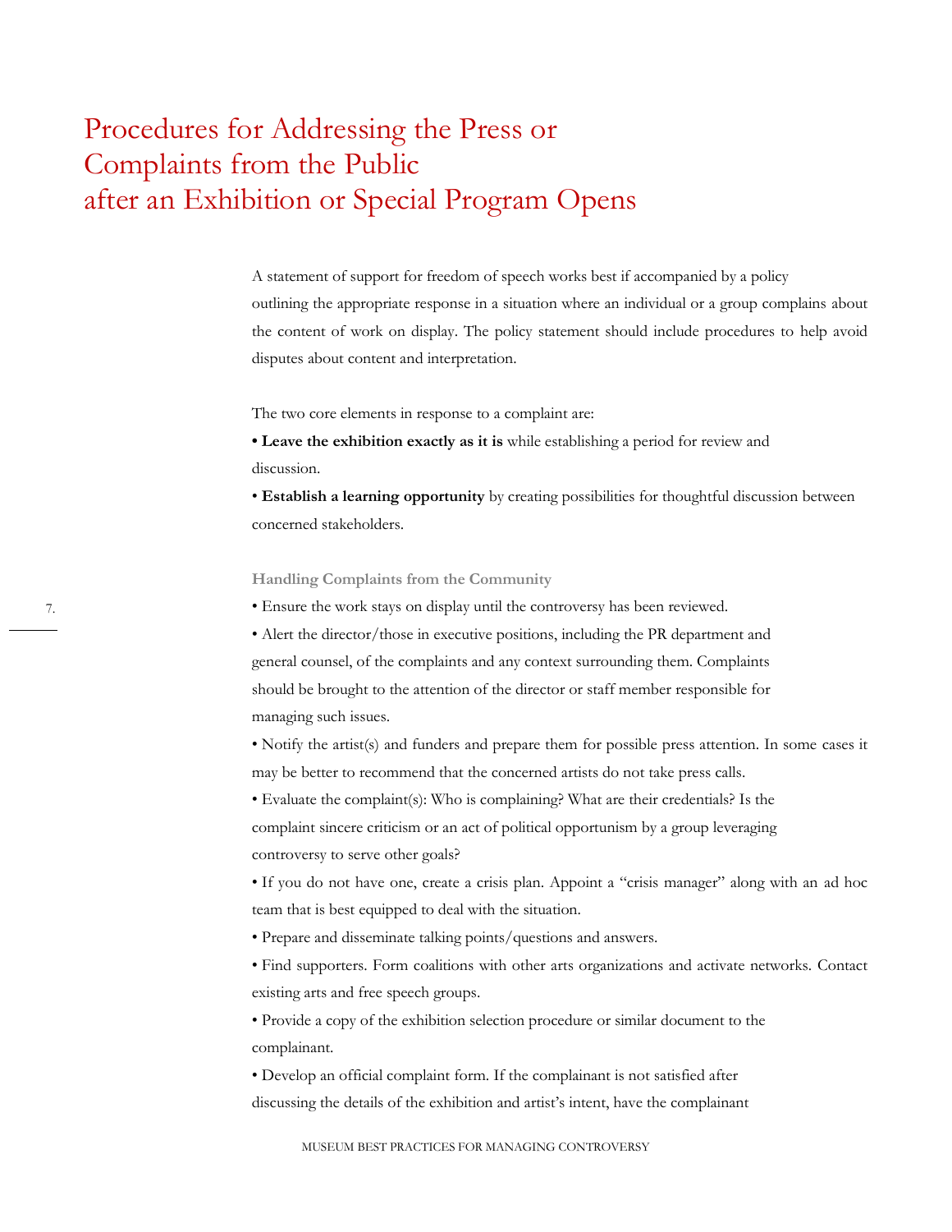# Procedures for Addressing the Press or Complaints from the Public after an Exhibition or Special Program Opens

A statement of support for freedom of speech works best if accompanied by a policy outlining the appropriate response in a situation where an individual or a group complains about the content of work on display. The policy statement should include procedures to help avoid disputes about content and interpretation.

The two core elements in response to a complaint are:

• **Leave the exhibition exactly as it is** while establishing a period for review and discussion.

• **Establish a learning opportunity** by creating possibilities for thoughtful discussion between concerned stakeholders.

### Handling Complaints from the Community

• Ensure the work stays on display until the controversy has been reviewed.

• Alert the director/those in executive positions, including the PR department and general counsel, of the complaints and any context surrounding them. Complaints should be brought to the attention of the director or staff member responsible for managing such issues.

• Notify the artist(s) and funders and prepare them for possible press attention. In some cases it may be better to recommend that the concerned artists do not take press calls.

• Evaluate the complaint(s): Who is complaining? What are their credentials? Is the complaint sincere criticism or an act of political opportunism by a group leveraging controversy to serve other goals?

• If you do not have one, create a crisis plan. Appoint a "crisis manager" along with an ad hoc team that is best equipped to deal with the situation.

• Prepare and disseminate talking points/questions and answers.

• Find supporters. Form coalitions with other arts organizations and activate networks. Contact existing arts and free speech groups.

• Provide a copy of the exhibition selection procedure or similar document to the complainant.

• Develop an official complaint form. If the complainant is not satisfied after discussing the details of the exhibition and artist's intent, have the complainant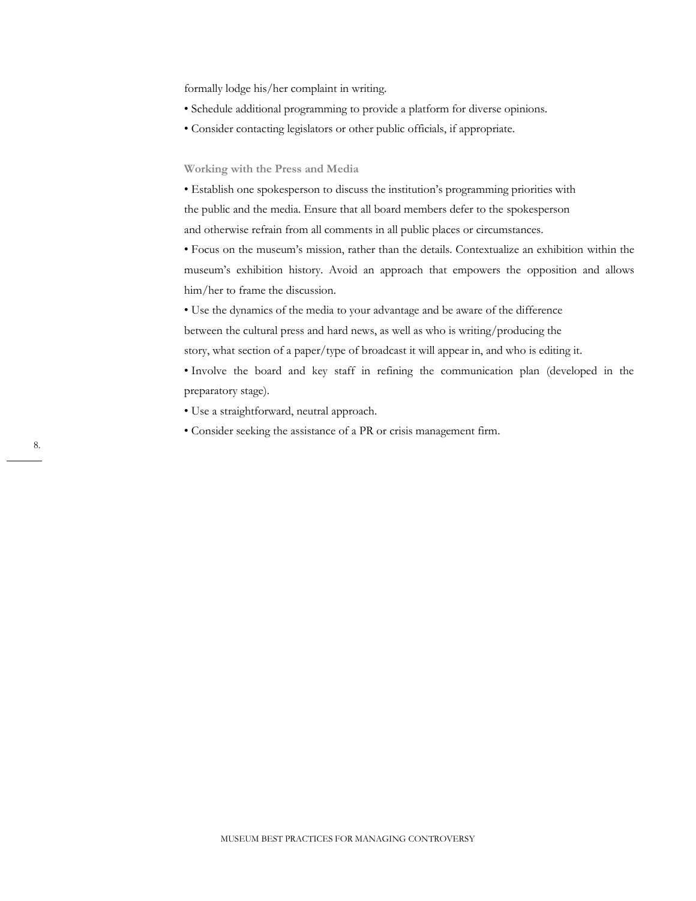formally lodge his/her complaint in writing.

- Schedule additional programming to provide a platform for diverse opinions.
- Consider contacting legislators or other public officials, if appropriate.

### Working with the Press and Media

- Establish one spokesperson to discuss the institution's programming priorities with the public and the media. Ensure that all board members defer to the spokesperson and otherwise refrain from all comments in all public places or circumstances.
- Focus on the museum's mission, rather than the details. Contextualize an exhibition within the museum's exhibition history. Avoid an approach that empowers the opposition and allows him/her to frame the discussion.
- Use the dynamics of the media to your advantage and be aware of the difference between the cultural press and hard news, as well as who is writing/producing the story, what section of a paper/type of broadcast it will appear in, and who is editing it.
- Involve the board and key staff in refining the communication plan (developed in the preparatory stage).
- Use a straightforward, neutral approach.
- Consider seeking the assistance of a PR or crisis management firm.